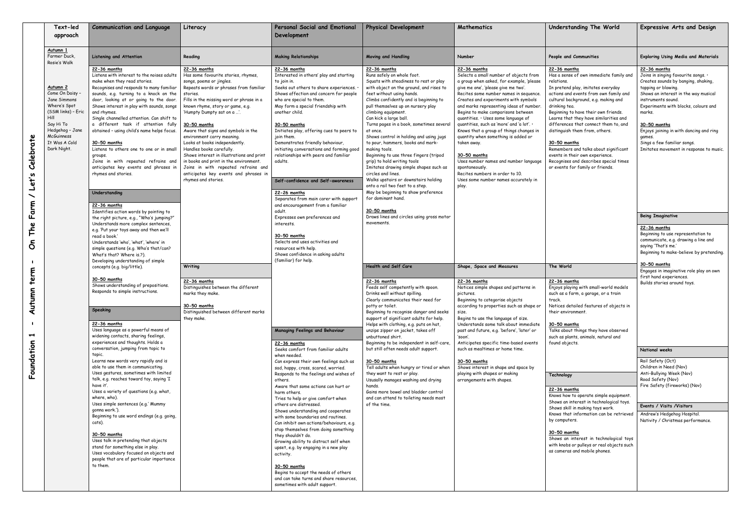# Foundation 1 - Autumn term - On The Farm / Let's Celebrate

| Text-led approach | Communication and Language | Literacy | Personal Social and Emotional Development | Physical Development | Mathematics | Understanding The World | Expressive Arts and Design |
|---|---|---|---|---|---|---|---|
| **Autumn 1**<br>Farmer Duck, Rosie's Walk<br><br>**Autumn 2**<br>Come On Daisy – Jane Simmons<br>Where's Spot (SSM links) – Eric Hill<br>Say Hi To Hedgehog – Jane McGuinness<br>It Was A Cold Dark Night. | **Listening and Attention**<br><br>22-36 months<br>Listens with interest to the noises adults make when they read stories.<br>Recognises and responds to many familiar sounds, e.g. turning to a knock on the door, looking at or going to the door.<br>Shows interest in play with sounds, songs and rhymes.<br>Single channelled attention. Can shift to a different task if attention fully obtained – using child's name helps focus.<br><br>30-50 months<br>Listens to others one to one or in small groups.<br>Joins in with repeated refrains and anticipates key events and phrases in rhymes and stories. | **Reading**<br><br>22-36 months<br>Has some favourite stories, rhymes, songs, poems or jingles.<br>Repeats words or phrases from familiar stories.<br>Fills in the missing word or phrase in a known rhyme, story or game, e.g. 'Humpty Dumpty sat on a …'.<br><br>30-50 months<br>Aware that signs and symbols in the environment carry meaning.<br>Looks at books independently.<br>Handles books carefully.<br>Shows interest in illustrations and print in books and print in the environment.<br>Joins in with repeated refrains and anticipates key events and phrases in rhymes and stories. | **Making Relationships**<br><br>22-36 months<br>Interested in others' play and starting to join in.<br>Seeks out others to share experiences. •<br>Shows affection and concern for people who are special to them.<br>May form a special friendship with another child.<br><br>30-50 months<br>Initiates play, offering cues to peers to join them.<br>Demonstrates friendly behaviour, initiating conversations and forming good relationships with peers and familiar adults. | **Moving and Handling**<br><br>22-36 months<br>Runs safely on whole foot.<br>Squats with steadiness to rest or play with object on the ground, and rises to feet without using hands.<br>Climbs confidently and is beginning to pull themselves up on nursery play climbing equipment.<br>Can kick a large ball.<br>Turns pages in a book, sometimes several at once.<br>Shows control in holding and using jugs to pour, hammers, books and mark-making tools.<br>Beginning to use three fingers (tripod grip) to hold writing tools<br>Imitates drawing simple shapes such as circles and lines.<br>Walks upstairs or downstairs holding onto a rail two feet to a step.<br>May be beginning to show preference for dominant hand.<br><br>30-50 months<br>Draws lines and circles using gross motor movements. | **Number**<br><br>22-36 months<br>Selects a small number of objects from a group when asked, for example, 'please give me one', 'please give me two'.<br>Recites some number names in sequence.<br>Creates and experiments with symbols and marks representing ideas of number.<br>Begins to make comparisons between quantities. • Uses some language of quantities, such as 'more' and 'a lot'. •<br>Knows that a group of things changes in quantity when something is added or taken away.<br><br>30-50 months<br>Uses number names and number language spontaneously.<br>Recites numbers in order to 10.<br>Uses some number names accurately in play. | **People and Communities**<br><br>22-36 months<br>Has a sense of own immediate family and relations.<br>In pretend play, imitates everyday actions and events from own family and cultural background, e.g. making and drinking tea.<br>Beginning to have their own friends.<br>Learns that they have similarities and differences that connect them to, and distinguish them from, others.<br><br>30-50 months<br>Remembers and talks about significant events in their own experience.<br>Recognises and describes special times or events for family or friends. | **Exploring Using Media and Materials**<br><br>22-36 months<br>Joins in singing favourite songs. •<br>Creates sounds by banging, shaking, tapping or blowing.<br>Shows an interest in the way musical instruments sound.<br>Experiments with blocks, colours and marks.<br><br>30-50 months<br>Enjoys joining in with dancing and ring games.<br>Sings a few familiar songs.<br>Imitates movement in response to music. |
| | **Understanding**<br><br>22-36 months<br>Identifies action words by pointing to the right picture, e.g., "Who's jumping?"<br>Understands more complex sentences, e.g. 'Put your toys away and then we'll read a book.'<br>Understands 'who', 'what', 'where' in simple questions (e.g. Who's that/can? What's that? Where is.?).<br>Developing understanding of simple concepts (e.g. big/little).<br><br>30-50 months<br>Shows understanding of prepositions.<br>Responds to simple instructions. | **Writing**<br><br>22-36 months<br>Distinguishes between the different marks they make.<br><br>30-50 months<br>Distinguished between different marks they make. | **Self-confidence and Self-awareness**<br><br>22-26 months<br>Separates from main carer with support and encouragement from a familiar adult.<br>Expresses own preferences and interests.<br><br>30-50 months<br>Selects and uses activities and resources with help.<br>Shows confidence in asking adults (familiar) for help. | **Health and Self Care**<br><br>22-36 months<br>Feeds self competently with spoon.<br>Drinks well without spilling.<br>Clearly communicates their need for potty or toilet.<br>Beginning to recognise danger and seeks support of significant adults for help.<br>Helps with clothing, e.g. puts on hat, unzips zipper on jacket, takes off unbuttoned shirt.<br>Beginning to be independent in self-care, but still often needs adult support.<br><br>30-50 months<br>Tell adults when hungry or tired or when they want to rest or play.<br>Ususally manages washing and drying hands.<br>Gains more bowel and bladder control and can attend to toileting needs most of the time. | **Shape, Space and Measures**<br><br>22-36 months<br>Notices simple shapes and patterns in pictures.<br>Beginning to categorise objects according to properties such as shape or size.<br>Begins to use the language of size.<br>Understands some talk about immediate past and future, e.g. 'before', 'later' or 'soon'.<br>Anticipates specific time-based events such as mealtimes or home time.<br><br>30-50 months<br>Shows interest in shape and space by playing with shapes or making arrangements with shapes. | **The World**<br><br>22-36 months<br>Enjoys playing with small-world models such as a farm, a garage, or a train track.<br>Notices detailed features of objects in their environment.<br><br>30-50 months<br>Talks about things they have observed such as plants, animals, natural and found objects. | **Being Imaginative**<br><br>22-36 months<br>Beginning to use representation to communicate, e.g. drawing a line and saying 'That's me.'<br>Beginning to make-believe by pretending.<br><br>30-50 months<br>Engages in imaginative role play on own first hand experiences.<br>Builds stories around toys. |
| | **Speaking**<br><br>22-36 months<br>Uses language as a powerful means of widening contacts, sharing feelings, experiences and thoughts. Holds a conversation, jumping from topic to topic.<br>Learns new words very rapidly and is able to use them in communicating.<br>Uses gestures, sometimes with limited talk, e.g. reaches toward toy, saying 'I have it'.<br>Uses a variety of questions (e.g. what, where, who).<br>Uses simple sentences (e.g.' Mummy gonna work.').<br>Beginning to use word endings (e.g. going, cats).<br><br>30-50 months<br>Uses talk in pretending that objects stand for something else in play.<br>Uses vocabulary focused on objects and people that are of particular importance to them. | | **Managing Feelings and Behaviour**<br><br>22-36 months<br>Seeks comfort from familiar adults when needed.<br>Can express their own feelings such as sad, happy, cross, scared, worried.<br>Responds to the feelings and wishes of others.<br>Aware that some actions can hurt or harm others.<br>Tries to help or give comfort when others are distressed.<br>Shows understanding and cooperates with some boundaries and routines.<br>Can inhibit own actions/behaviours, e.g. stop themselves from doing something they shouldn't do.<br>Growing ability to distract self when upset, e.g. by engaging in a new play activity.<br><br>30-50 months<br>Begins to accept the needs of others and can take turns and share resources, sometimes with adult support. | | | **Technology**<br><br>22-36 months<br>Knows how to operate simple equipment.<br>Shows an interest in technological toys.<br>Shows skill in making toys work.<br>Knows that information can be retrieved by computers.<br><br>30-50 months<br>Shows an interest in technological toys with knobs or pulleys or real objects such as cameras and mobile phones. | **National weeks**<br><br>Rail Safety (Oct)<br>Children in Need (Nov)<br>Anti-Bullying Week (Nov)<br>Road Safety (Nov)<br>Fire Safety (fireworks) (Nov)<br><br>**Events / Visits /Visitors**<br><br>Andrew's Hedgehog Hospital.<br>Nativity / Christmas performance. |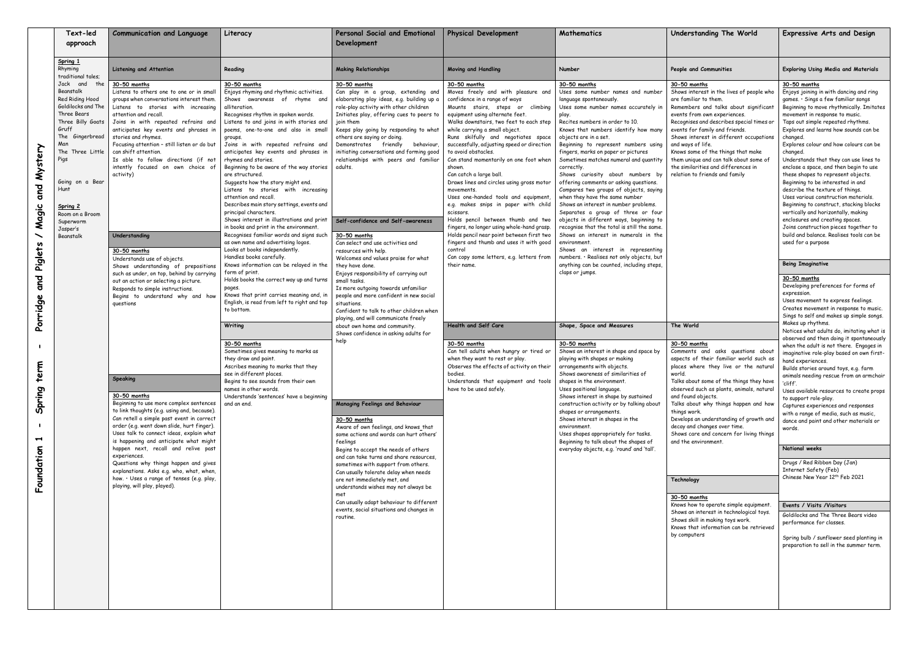# Foundation 1 - Spring term - Porridge and Piglets / Magic and Mystery

| Text-led approach | Communication and Language | Literacy | Personal Social and Emotional Development | Physical Development | Mathematics | Understanding The World | Expressive Arts and Design |
|---|---|---|---|---|---|---|---|
| **Spring 1**<br>Rhyming traditional tales;<br>Jack and the Beanstalk<br>Red Riding Hood<br>Goldilocks and The Three Bears<br>Three Billy Goats Gruff<br>The Gingerbread Man<br>The Three Little Pigs<br><br>Going on a Bear Hunt<br><br>**Spring 2**<br>Room on a Broom<br>Superworm<br>Jasper's Beanstalk | **Listening and Attention**<br><br>30-50 months<br>Listens to others one to one or in small groups when conversations interest them.<br>Listens to stories with increasing attention and recall.<br>Joins in with repeated refrains and anticipates key events and phrases in stories and rhymes.<br>Focusing attention – still listen or do but can shift attention.<br>Is able to follow directions (if not intently focused on own choice of activity)<br><br>**Understanding**<br><br>30-50 months<br>Understands use of objects.<br>Shows understanding of prepositions such as under, on top, behind by carrying out an action or selecting a picture.<br>Responds to simple instructions.<br>Begins to understand why and how questions<br><br>**Speaking**<br><br>30-50 months<br>Beginning to use more complex sentences to link thoughts (e.g. using and, because).<br>Can retell a simple past event in correct order (e.g. went down slide, hurt finger).<br>Uses talk to connect ideas, explain what is happening and anticipate what might happen next, recall and relive past experiences.<br>Questions why things happen and gives explanations. Asks e.g. who, what, when, how. • Uses a range of tenses (e.g. play, playing, will play, played). | **Reading**<br><br>30-50 months<br>Enjoys rhyming and rhythmic activities.<br>Shows awareness of rhyme and alliteration.<br>Recognises rhythm in spoken words.<br>Listens to and joins in with stories and poems, one-to-one and also in small groups.<br>Joins in with repeated refrains and anticipates key events and phrases in rhymes and stories.<br>Beginning to be aware of the way stories are structured.<br>Suggests how the story might end.<br>Listens to stories with increasing attention and recall.<br>Describes main story settings, events and principal characters.<br>Shows interest in illustrations and print in books and print in the environment.<br>Recognises familiar words and signs such as own name and advertising logos.<br>Looks at books independently.<br>Handles books carefully.<br>Knows information can be relayed in the form of print.<br>Holds books the correct way up and turns pages.<br>Knows that print carries meaning and, in English, is read from left to right and top to bottom.<br><br>**Writing**<br><br>30-50 months<br>Sometimes gives meaning to marks as they draw and paint.<br>Ascribes meaning to marks that they see in different places.<br>Begins to see sounds from their own names in other words.<br>Understands 'sentences' have a beginning and an end. | **Making Relationships**<br><br>30-50 months<br>Can play in a group, extending and elaborating play ideas, e.g. building up a role-play activity with other children<br>Initiates play, offering cues to peers to join them<br>Keeps play going by responding to what others are saying or doing.<br>Demonstrates friendly behaviour, initiating conversations and forming good relationships with peers and familiar adults.<br><br>**Self-confidence and Self-awareness**<br><br>30-50 months<br>Can select and use activities and resources with help.<br>Welcomes and values praise for what they have done.<br>Enjoys responsibility of carrying out small tasks.<br>Is more outgoing towards unfamiliar people and more confident in new social situations.<br>Confident to talk to other children when playing, and will communicate freely about own home and community.<br>Shows confidence in asking adults for help<br><br>**Managing Feelings and Behaviour**<br><br>30-50 months<br>Aware of own feelings, and knows that some actions and words can hurt others' feelings<br>Begins to accept the needs of others and can take turns and share resources, sometimes with support from others.<br>Can usually tolerate delay when needs are not immediately met, and understands wishes may not always be met<br>Can usually adapt behaviour to different events, social situations and changes in routine. | **Moving and Handling**<br><br>30-50 months<br>Moves freely and with pleasure and confidence in a range of ways<br>Mounts stairs, steps or climbing equipment using alternate feet.<br>Walks downstairs, two feet to each step while carrying a small object.<br>Runs skilfully and negotiates space successfully, adjusting speed or direction to avoid obstacles.<br>Can stand momentarily on one foot when shown.<br>Can catch a large ball.<br>Draws lines and circles using gross motor movements.<br>Uses one-handed tools and equipment, e.g. makes snips in paper with child scissors.<br>Holds pencil between thumb and two fingers, no longer using whole-hand grasp.<br>Holds pencil near point between first two fingers and thumb and uses it with good control<br>Can copy some letters, e.g. letters from their name.<br><br>**Health and Self Care**<br><br>30-50 months<br>Can tell adults when hungry or tired or when they want to rest or play.<br>Observes the effects of activity on their bodies.<br>Understands that equipment and tools have to be used safely. | **Number**<br><br>30-50 months<br>Uses some number names and number language spontaneously.<br>Uses some number names accurately in play.<br>Recites numbers in order to 10.<br>Knows that numbers identify how many objects are in a set.<br>Beginning to represent numbers using fingers, marks on paper or pictures<br>Sometimes matches numeral and quantity correctly.<br>Shows curiosity about numbers by offering comments or asking questions.<br>Compares two groups of objects, saying when they have the same number<br>Shows an interest in number problems.<br>Separates a group of three or four objects in different ways, beginning to recognise that the total is still the same.<br>Shows an interest in numerals in the environment.<br>Shows an interest in representing numbers. • Realises not only objects, but anything can be counted, including steps, claps or jumps.<br><br>**Shape, Space and Measures**<br><br>30-50 months<br>Shows an interest in shape and space by playing with shapes or making arrangements with objects.<br>Shows awareness of similarities of shapes in the environment.<br>Uses positional language.<br>Shows interest in shape by sustained construction activity or by talking about shapes or arrangements.<br>Shows interest in shapes in the environment.<br>Uses shapes appropriately for tasks.<br>Beginning to talk about the shapes of everyday objects, e.g. 'round' and 'tall'. | **People and Communities**<br><br>30-50 months<br>Shows interest in the lives of people who are familiar to them.<br>Remembers and talks about significant events from own experiences.<br>Recognises and describes special times or events for family and friends.<br>Shows interest in different occupations and ways of life.<br>Knows some of the things that make them unique and can talk about some of the similarities and differences in relation to friends and family<br><br>**The World**<br><br>30-50 months<br>Comments and asks questions about aspects of their familiar world such as places where they live or the natural world.<br>Talks about some of the things they have observed such as plants, animals, natural and found objects.<br>Talks about why things happen and how things work.<br>Develops an understanding of growth and decay and changes over time.<br>Shows care and concern for living things and the environment.<br><br>**Technology**<br><br>30-50 months<br>Knows how to operate simple equipment.<br>Shows an interest in technological toys.<br>Shows skill in making toys work.<br>Knows that information can be retrieved by computers | **Exploring Using Media and Materials**<br><br>30-50 months<br>Enjoys joining in with dancing and ring games. • Sings a few familiar songs<br>Beginning to move rhythmically. Imitates movement in response to music.<br>Taps out simple repeated rhythms.<br>Explores and learns how sounds can be changed.<br>Explores colour and how colours can be changed.<br>Understands that they can use lines to enclose a space, and then begin to use these shapes to represent objects.<br>Beginning to be interested in and describe the texture of things.<br>Uses various construction materials.<br>Beginning to construct, stacking blocks vertically and horizontally, making enclosures and creating spaces.<br>Joins construction pieces together to build and balance. Realises tools can be used for a purpose<br><br>**Being Imaginative**<br><br>30-50 months<br>Developing preferences for forms of expression.<br>Uses movement to express feelings.<br>Creates movement in response to music.<br>Sings to self and makes up simple songs.<br>Makes up rhythms.<br>Notices what adults do, imitating what is observed and then doing it spontaneously when the adult is not there. Engages in imaginative role-play based on own first-hand experiences.<br>Builds stories around toys, e.g. farm animals needing rescue from an armchair 'cliff'.<br>Uses available resources to create props to support role-play.<br>Captures experiences and responses with a range of media, such as music, dance and paint and other materials or words.<br><br>**National weeks**<br><br>Drugs / Red Ribbon Day (Jan)<br>Internet Safety (Feb)<br>Chinese New Year 12th Feb 2021<br><br>**Events / Visits /Visitors**<br><br>Goldilocks and The Three Bears video performance for classes.<br><br>Spring bulb / sunflower seed planting in preparation to sell in the summer term. |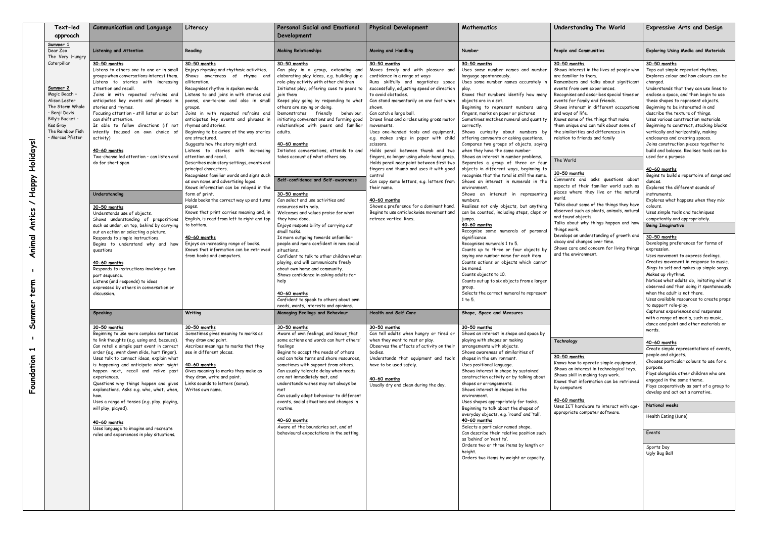# Foundation 1 - Summer term - Animal Antics / Happy Holidays!

| Text-led approach | Communication and Language | Literacy | Personal Social and Emotional Development | Physical Development | Mathematics | Understanding The World | Expressive Arts and Design |
|---|---|---|---|---|---|---|---|
| **Summer 1**<br>Dear Zoo<br>The Very Hungry Caterpillar<br><br>**Summer 2**<br>Magic Beach – Alison Lester<br>The Storm Whale – Benji Davis<br>Billy's Bucket – Kes Gray<br>The Rainbow Fish – Marcus Pfister | **Listening and Attention**<br><br>**30-50 months**<br>Listens to others one to one or in small groups when conversations interest them.<br>Listens to stories with increasing attention and recall.<br>Joins in with repeated refrains and anticipates key events and phrases in stories and rhymes.<br>Focusing attention – still listen or do but can shift attention.<br>Is able to follow directions (if not intently focused on own choice of activity)<br><br>**40-60 months**<br>Two-channelled attention – can listen and do for short span<br><br>**Understanding**<br><br>**30-50 months**<br>Understands use of objects.<br>Shows understanding of prepositions such as under, on top, behind by carrying out an action or selecting a picture.<br>Responds to simple instructions.<br>Begins to understand why and how questions<br><br>**40-60 months**<br>Responds to instructions involving a two-part sequence.<br>Listens (and responds) to ideas expressed by others in conversation or discussion.<br><br>**Speaking**<br><br>**30-50 months**<br>Beginning to use more complex sentences to link thoughts (e.g. using and, because).<br>Can retell a simple past event in correct order (e.g. went down slide, hurt finger).<br>Uses talk to connect ideas, explain what is happening and anticipate what might happen next, recall and relive past experiences.<br>Questions why things happen and gives explanations. Asks e.g. who, what, when, how.<br>Uses a range of tenses (e.g. play, playing, will play, played).<br><br>**40-60 months**<br>Uses language to imagine and recreate roles and experiences in play situations. | **Reading**<br><br>**30-50 months**<br>Enjoys rhyming and rhythmic activities.<br>Shows awareness of rhyme and alliteration.<br>Recognises rhythm in spoken words.<br>Listens to and joins in with stories and poems, one-to-one and also in small groups.<br>Joins in with repeated refrains and anticipates key events and phrases in rhymes and stories.<br>Beginning to be aware of the way stories are structured.<br>Suggests how the story might end.<br>Listens to stories with increasing attention and recall.<br>Describes main story settings, events and principal characters.<br>Recognises familiar words and signs such as own name and advertising logos.<br>Knows information can be relayed in the form of print.<br>Holds books the correct way up and turns pages.<br>Knows that print carries meaning and, in English, is read from left to right and top to bottom.<br><br>**40-60 months**<br>Enjoys an increasing range of books.<br>Knows that information can be retrieved from books and computers.<br><br>**Writing**<br><br>**30-50 months**<br>Sometimes gives meaning to marks as they draw and paint.<br>Ascribes meanings to marks that they see in different places.<br><br>**40-60 months**<br>Gives meaning to marks they make as they draw, write and paint.<br>Links sounds to letters (some).<br>Writes own name. | **Making Relationships**<br><br>**30-50 months**<br>Can play in a group, extending and elaborating play ideas, e.g. building up a role-play activity with other children<br>Initiates play, offering cues to peers to join them<br>Keeps play going by responding to what others are saying or doing.<br>Demonstrates friendly behaviour, initiating conversations and forming good relationships with peers and familiar adults.<br><br>**40-60 months**<br>Initiates conversations, attends to and takes account of what others say.<br><br>**Self-confidence and Self-awareness**<br><br>**30-50 months**<br>Can select and use activities and resources with help.<br>Welcomes and values praise for what they have done.<br>Enjoys responsibility of carrying out small tasks.<br>Is more outgoing towards unfamiliar people and more confident in new social situations.<br>Confident to talk to other children when playing, and will communicate freely about own home and community.<br>Shows confidence in asking adults for help<br><br>**40-60 months**<br>Confident to speak to others about own needs, wants, interests and opinions.<br><br>**Managing Feelings and Behaviour**<br><br>**30-50 months**<br>Aware of own feelings, and knows that some actions and words can hurt others' feelings<br>Begins to accept the needs of others and can take turns and share resources, sometimes with support from others.<br>Can usually tolerate delay when needs are not immediately met, and understands wishes may not always be met<br>Can usually adapt behaviour to different events, social situations and changes in routine.<br><br>**40-60 months**<br>Aware of the boundaries set, and of behavioural expectations in the setting. | **Moving and Handling**<br><br>**30-50 months**<br>Moves freely and with pleasure and confidence in a range of ways<br>Runs skilfully and negotiates space successfully, adjusting speed or direction to avoid obstacles.<br>Can stand momentarily on one foot when shown.<br>Can catch a large ball.<br>Draws lines and circles using gross motor movements.<br>Uses one-handed tools and equipment, e.g. makes snips in paper with child scissors.<br>Holds pencil between thumb and two fingers, no longer using whole-hand grasp.<br>Holds pencil near point between first two fingers and thumb and uses it with good control<br>Can copy some letters, e.g. letters from their name.<br><br>**40-60 months**<br>Shows a preference for a dominant hand.<br>Begins to use anticlockwise movement and retrace vertical lines.<br><br>**Health and Self Care**<br><br>**30-50 months**<br>Can tell adults when hungry or tired or when they want to rest or play.<br>Observes the effects of activity on their bodies.<br>Understands that equipment and tools have to be used safely.<br><br>**40-60 months**<br>Usually dry and clean during the day. | **Number**<br><br>**30-50 months**<br>Uses some number names and number language spontaneously.<br>Uses some number names accurately in play.<br>Knows that numbers identify how many objects are in a set.<br>Beginning to represent numbers using fingers, marks on paper or pictures<br>Sometimes matches numeral and quantity correctly.<br>Shows curiosity about numbers by offering comments or asking questions.<br>Compares two groups of objects, saying when they have the same number<br>Shows an interest in number problems.<br>Separates a group of three or four objects in different ways, beginning to recognise that the total is still the same.<br>Shows an interest in numerals in the environment.<br>Shows an interest in representing numbers.<br>Realises not only objects, but anything can be counted, including steps, claps or jumps.<br>**40-60 months**<br>Recognise some numerals of personal significance.<br>Recognises numerals 1 to 5.<br>Counts up to three or four objects by saying one number name for each item<br>Counts actions or objects which cannot be moved.<br>Counts objects to 10.<br>Counts out up to six objects from a larger group.<br>Selects the correct numeral to represent 1 to 5.<br><br>**Shape, Space and Measures**<br><br>**30-50 months**<br>Shows an interest in shape and space by playing with shapes or making arrangements with objects.<br>Shows awareness of similarities of shapes in the environment.<br>Uses positional language.<br>Shows interest in shape by sustained construction activity or by talking about shapes or arrangements.<br>Shows interest in shapes in the environment.<br>Uses shapes appropriately for tasks.<br>Beginning to talk about the shapes of everyday objects, e.g. 'round' and 'tall'.<br>**40-60 months**<br>Selects a particular named shape.<br>Can describe their relative position such as 'behind' or 'next to'.<br>Orders two or three items by length or height.<br>Orders two items by weight or capacity. | **People and Communities**<br><br>**30-50 months**<br>Shows interest in the lives of people who are familiar to them.<br>Remembers and talks about significant events from own experiences.<br>Recognises and describes special times or events for family and friends.<br>Shows interest in different occupations and ways of life.<br>Knows some of the things that make them unique and can talk about some of the similarities and differences in relation to friends and family<br><br>**The World**<br><br>**30-50 months**<br>Comments and asks questions about aspects of their familiar world such as places where they live or the natural world.<br>Talks about some of the things they have observed such as plants, animals, natural and found objects.<br>Talks about why things happen and how things work.<br>Develops an understanding of growth and decay and changes over time.<br>Shows care and concern for living things and the environment.<br><br>**Technology**<br><br>**30-50 months**<br>Knows how to operate simple equipment.<br>Shows an interest in technological toys.<br>Shows skill in making toys work.<br>Knows that information can be retrieved by computers<br><br>**40-60 months**<br>Uses ICT hardware to interact with age-appropriate computer software. | **Exploring Using Media and Materials**<br><br>**30-50 months**<br>Taps out simple repeated rhythms.<br>Explores colour and how colours can be changed.<br>Understands that they can use lines to enclose a space, and then begin to use these shapes to represent objects.<br>Beginning to be interested in and describe the texture of things.<br>Uses various construction materials.<br>Beginning to construct, stacking blocks vertically and horizontally, making enclosures and creating spaces.<br>Joins construction pieces together to build and balance. Realises tools can be used for a purpose<br><br>**40-60 months**<br>Begins to build a repertoire of songs and dances.<br>Explores the different sounds of instruments.<br>Explores what happens when they mix colours.<br>Uses simple tools and techniques competently and appropriately.<br><br>**Being Imaginative**<br><br>**30-50 months**<br>Developing preferences for forms of expression.<br>Uses movement to express feelings.<br>Creates movement in response to music.<br>Sings to self and makes up simple songs.<br>Makes up rhythms.<br>Notices what adults do, imitating what is observed and then doing it spontaneously when the adult is not there.<br>Uses available resources to create props to support role-play.<br>Captures experiences and responses with a range of media, such as music, dance and paint and other materials or words.<br><br>**40-60 months**<br>Create simple representations of events, people and objects.<br>Chooses particular colours to use for a purpose.<br>Plays alongside other children who are engaged in the same theme.<br>Plays cooperatively as part of a group to develop and act out a narrative.<br><br>**National weeks**<br><br>Health Eating (June)<br><br>**Events**<br><br>Sports Day<br>Ugly Bug Ball |